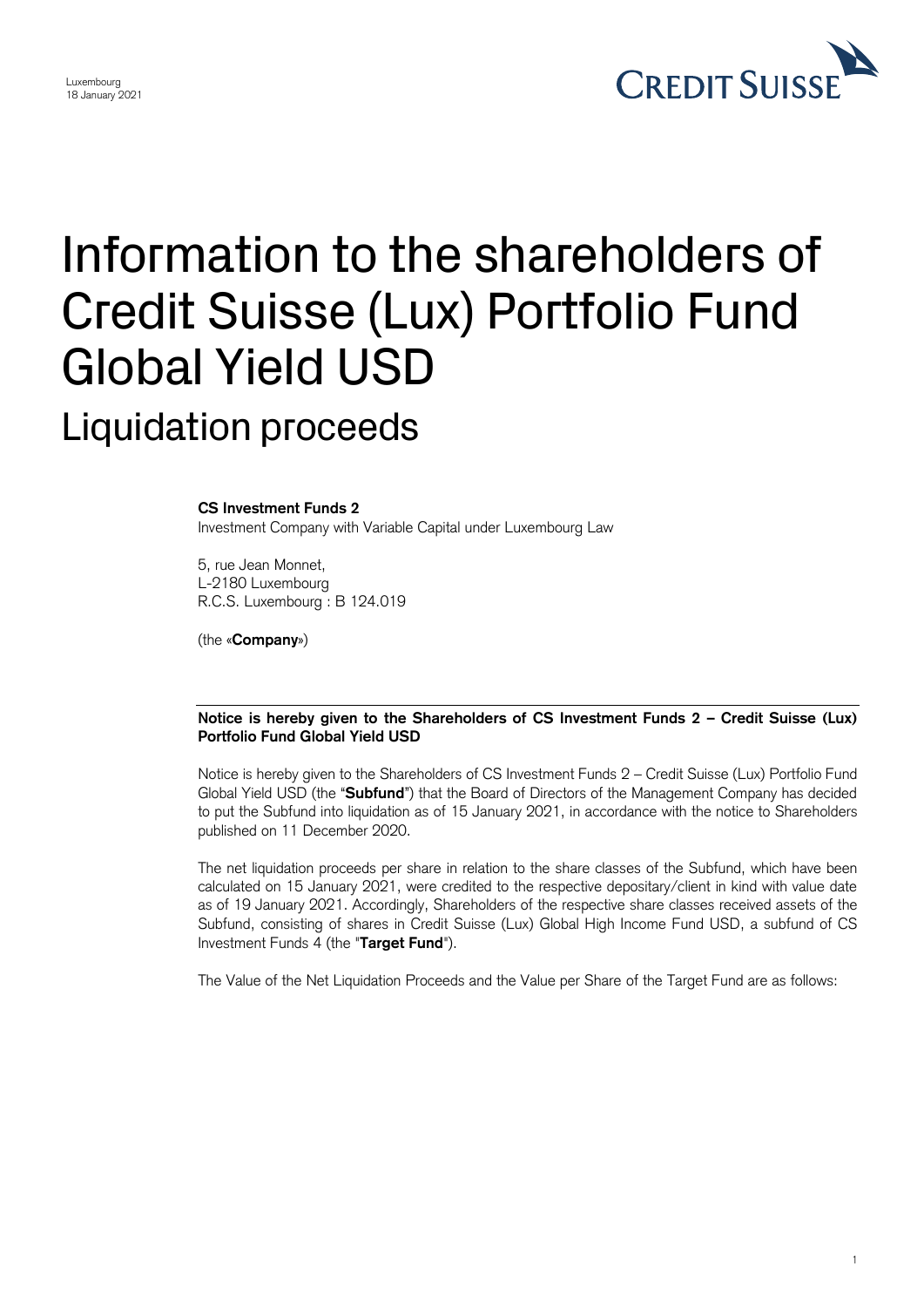Luxembourg
18 January 2021

CREDIT SUISSE

# Information to the shareholders of Credit Suisse (Lux) Portfolio Fund Global Yield USD

## Liquidation proceeds

**CS Investment Funds 2**
Investment Company with Variable Capital under Luxembourg Law

5, rue Jean Monnet,
L-2180 Luxembourg
R.C.S. Luxembourg : B 124.019

(the «**Company**»)

**Notice is hereby given to the Shareholders of CS Investment Funds 2 – Credit Suisse (Lux) Portfolio Fund Global Yield USD**

Notice is hereby given to the Shareholders of CS Investment Funds 2 – Credit Suisse (Lux) Portfolio Fund Global Yield USD (the "**Subfund**") that the Board of Directors of the Management Company has decided to put the Subfund into liquidation as of 15 January 2021, in accordance with the notice to Shareholders published on 11 December 2020.

The net liquidation proceeds per share in relation to the share classes of the Subfund, which have been calculated on 15 January 2021, were credited to the respective depositary/client in kind with value date as of 19 January 2021. Accordingly, Shareholders of the respective share classes received assets of the Subfund, consisting of shares in Credit Suisse (Lux) Global High Income Fund USD, a subfund of CS Investment Funds 4 (the "**Target Fund**").

The Value of the Net Liquidation Proceeds and the Value per Share of the Target Fund are as follows: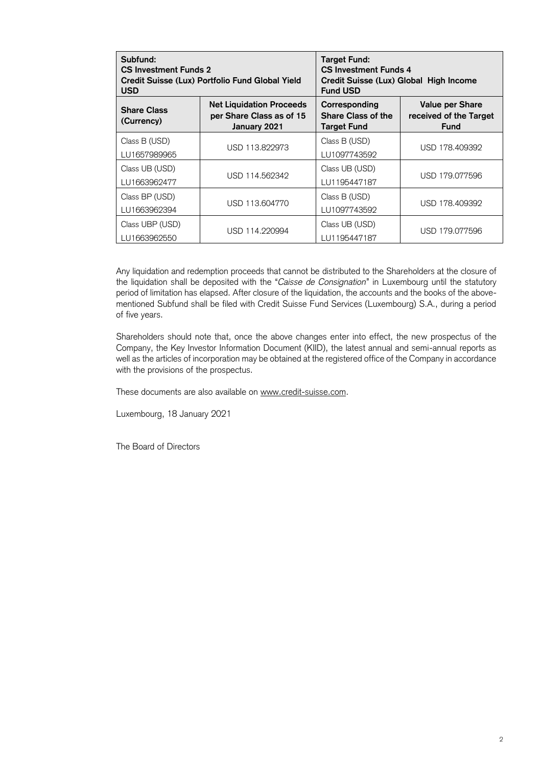| Subfund: CS Investment Funds 2 Credit Suisse (Lux) Portfolio Fund Global Yield USD | | Target Fund: CS Investment Funds 4 Credit Suisse (Lux) Global High Income Fund USD | |
|---|---|---|---|
| **Share Class (Currency)** | **Net Liquidation Proceeds per Share Class as of 15 January 2021** | **Corresponding Share Class of the Target Fund** | **Value per Share received of the Target Fund** |
| Class B (USD) LU1657989965 | USD 113.822973 | Class B (USD) LU1097743592 | USD 178.409392 |
| Class UB (USD) LU1663962477 | USD 114.562342 | Class UB (USD) LU1195447187 | USD 179.077596 |
| Class BP (USD) LU1663962394 | USD 113.604770 | Class B (USD) LU1097743592 | USD 178.409392 |
| Class UBP (USD) LU1663962550 | USD 114.220994 | Class UB (USD) LU1195447187 | USD 179.077596 |

Any liquidation and redemption proceeds that cannot be distributed to the Shareholders at the closure of the liquidation shall be deposited with the "*Caisse de Consignation*" in Luxembourg until the statutory period of limitation has elapsed. After closure of the liquidation, the accounts and the books of the above-mentioned Subfund shall be filed with Credit Suisse Fund Services (Luxembourg) S.A., during a period of five years.

Shareholders should note that, once the above changes enter into effect, the new prospectus of the Company, the Key Investor Information Document (KIID), the latest annual and semi-annual reports as well as the articles of incorporation may be obtained at the registered office of the Company in accordance with the provisions of the prospectus.

These documents are also available on www.credit-suisse.com.

Luxembourg, 18 January 2021

The Board of Directors